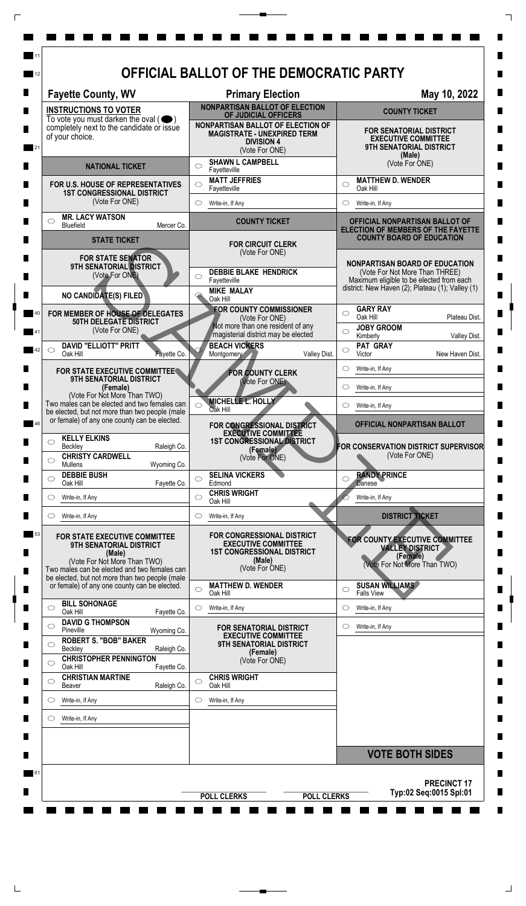# OFFICIAL BALLOT OF THE DEMOCRATIC PARTY

**Fayette County, WV** | **Primary Election** | **May 10, 2022**

## INSTRUCTIONS TO VOTER

To vote you must darken the oval ( ⬤ ) completely next to the candidate or issue of your choice.

## NATIONAL TICKET

### FOR U.S. HOUSE OF REPRESENTATIVES 1ST CONGRESSIONAL DISTRICT
(Vote For ONE)

- ○ **MR. LACY WATSON** — Bluefield, Mercer Co.

## STATE TICKET

### FOR STATE SENATOR 9TH SENATORIAL DISTRICT
(Vote For ONE)

NO CANDIDATE(S) FILED

### FOR MEMBER OF HOUSE OF DELEGATES 50TH DELEGATE DISTRICT
(Vote For ONE)

- ○ **DAVID "ELLIOTT" PRITT** — Oak Hill, Fayette Co.

### FOR STATE EXECUTIVE COMMITTEE 9TH SENATORIAL DISTRICT (Female)
(Vote For Not More Than TWO)

Two males can be elected and two females can be elected, but not more than two people (male or female) of any one county can be elected.

- ○ **KELLY ELKINS** — Beckley, Raleigh Co.
- ○ **CHRISTY CARDWELL** — Mullens, Wyoming Co.
- ○ **DEBBIE BUSH** — Oak Hill, Fayette Co.
- ○ Write-in, If Any
- ○ Write-in, If Any

### FOR STATE EXECUTIVE COMMITTEE 9TH SENATORIAL DISTRICT (Male)
(Vote For Not More Than TWO)

Two males can be elected and two females can be elected, but not more than two people (male or female) of any one county can be elected.

- ○ **BILL SOHONAGE** — Oak Hill, Fayette Co.
- ○ **DAVID G THOMPSON** — Pineville, Wyoming Co.
- ○ **ROBERT S. "BOB" BAKER** — Beckley, Raleigh Co.
- ○ **CHRISTOPHER PENNINGTON** — Oak Hill, Fayette Co.
- ○ **CHRISTIAN MARTINE** — Beaver, Raleigh Co.
- ○ Write-in, If Any
- ○ Write-in, If Any

## NONPARTISAN BALLOT OF ELECTION OF JUDICIAL OFFICERS

### NONPARTISAN BALLOT OF ELECTION OF MAGISTRATE - UNEXPIRED TERM DIVISION 4
(Vote For ONE)

- ○ **SHAWN L CAMPBELL** — Fayetteville
- ○ **MATT JEFFRIES** — Fayetteville
- ○ Write-in, If Any

## COUNTY TICKET

### FOR CIRCUIT CLERK
(Vote For ONE)

- ○ **DEBBIE BLAKE HENDRICK** — Fayetteville
- ○ **MIKE MALAY** — Oak Hill

### FOR COUNTY COMMISSIONER
(Vote For ONE)

Not more than one resident of any magisterial district may be elected

- ○ **BEACH VICKERS** — Montgomery, Valley Dist.

### FOR COUNTY CLERK
(Vote For ONE)

- ○ **MICHELLE L. HOLLY** — Oak Hill

### FOR CONGRESSIONAL DISTRICT EXECUTIVE COMMITTEE 1ST CONGRESSIONAL DISTRICT (Female)
(Vote For ONE)

- ○ **SELINA VICKERS** — Edmond
- ○ **CHRIS WRIGHT** — Oak Hill
- ○ Write-in, If Any

### FOR CONGRESSIONAL DISTRICT EXECUTIVE COMMITTEE 1ST CONGRESSIONAL DISTRICT (Male)
(Vote For ONE)

- ○ **MATTHEW D. WENDER** — Oak Hill
- ○ Write-in, If Any

### FOR SENATORIAL DISTRICT EXECUTIVE COMMITTEE 9TH SENATORIAL DISTRICT (Female)
(Vote For ONE)

- ○ **CHRIS WRIGHT** — Oak Hill
- ○ Write-in, If Any

## COUNTY TICKET

### FOR SENATORIAL DISTRICT EXECUTIVE COMMITTEE 9TH SENATORIAL DISTRICT (Male)
(Vote For ONE)

- ○ **MATTHEW D. WENDER** — Oak Hill
- ○ Write-in, If Any

## OFFICIAL NONPARTISAN BALLOT OF ELECTION OF MEMBERS OF THE FAYETTE COUNTY BOARD OF EDUCATION

### NONPARTISAN BOARD OF EDUCATION
(Vote For Not More Than THREE)

Maximum eligible to be elected from each district: New Haven (2); Plateau (1); Valley (1)

- ○ **GARY RAY** — Oak Hill, Plateau Dist.
- ○ **JOBY GROOM** — Kimberly, Valley Dist.
- ○ **PAT GRAY** — Victor, New Haven Dist.
- ○ Write-in, If Any
- ○ Write-in, If Any
- ○ Write-in, If Any

## OFFICIAL NONPARTISAN BALLOT

### FOR CONSERVATION DISTRICT SUPERVISOR
(Vote For ONE)

- ○ **RANDY PRINCE** — Danese
- ○ Write-in, If Any

## DISTRICT TICKET

### FOR COUNTY EXECUTIVE COMMITTEE VALLEY DISTRICT (Female)
(Vote For Not More Than TWO)

- ○ **SUSAN WILLIAMS** — Falls View
- ○ Write-in, If Any
- ○ Write-in, If Any

**VOTE BOTH SIDES**

POLL CLERKS | POLL CLERKS

**PRECINCT 17**
Typ:02 Seq:0015 Spl:01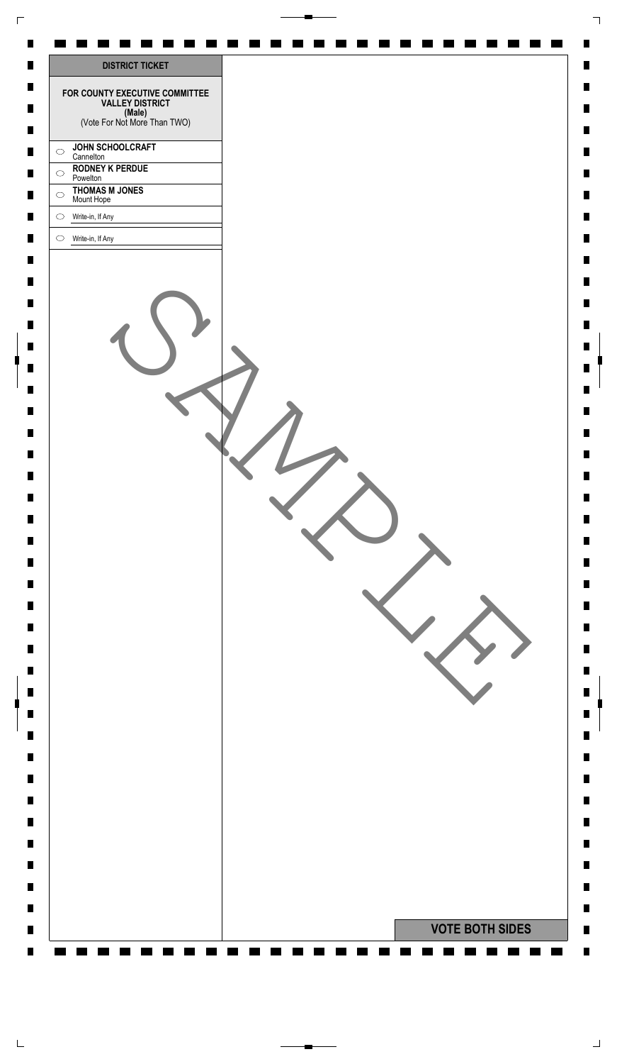## DISTRICT TICKET

### FOR COUNTY EXECUTIVE COMMITTEE VALLEY DISTRICT (Male)

(Vote For Not More Than TWO)

- ⬭ **JOHN SCHOOLCRAFT**
  Cannelton
- ⬭ **RODNEY K PERDUE**
  Powelton
- ⬭ **THOMAS M JONES**
  Mount Hope
- ⬭ Write-in, If Any
- ⬭ Write-in, If Any

SAMPLE

**VOTE BOTH SIDES**